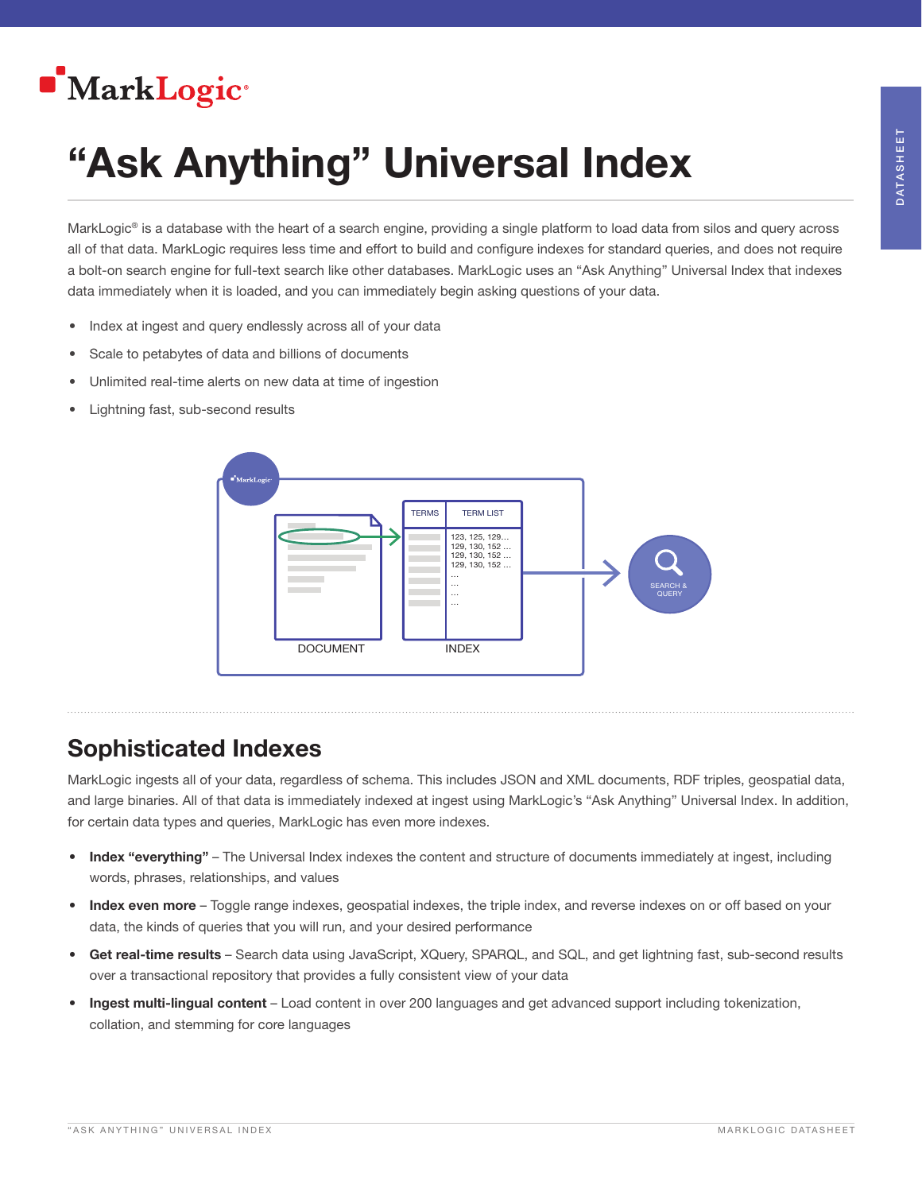MarkLogic

# "Ask Anything" Universal Index

MarkLogic® is a database with the heart of a search engine, providing a single platform to load data from silos and query across all of that data. MarkLogic requires less time and effort to build and configure indexes for standard queries, and does not require a bolt-on search engine for full-text search like other databases. MarkLogic uses an "Ask Anything" Universal Index that indexes data immediately when it is loaded, and you can immediately begin asking questions of your data.

- Index at ingest and query endlessly across all of your data
- Scale to petabytes of data and billions of documents
- Unlimited real-time alerts on new data at time of ingestion
- Lightning fast, sub-second results

## Sophisticated Indexes

MarkLogic ingests all of your data, regardless of schema. This includes JSON and XML documents, RDF triples, geospatial data, and large binaries. All of that data is immediately indexed at ingest using MarkLogic's "Ask Anything" Universal Index. In addition, for certain data types and queries, MarkLogic has even more indexes.

- **Index "everything"** – The Universal Index indexes the content and structure of documents immediately at ingest, including words, phrases, relationships, and values
- **Index even more** – Toggle range indexes, geospatial indexes, the triple index, and reverse indexes on or off based on your data, the kinds of queries that you will run, and your desired performance
- **Get real-time results** – Search data using JavaScript, XQuery, SPARQL, and SQL, and get lightning fast, sub-second results over a transactional repository that provides a fully consistent view of your data
- **Ingest multi-lingual content** – Load content in over 200 languages and get advanced support including tokenization, collation, and stemming for core languages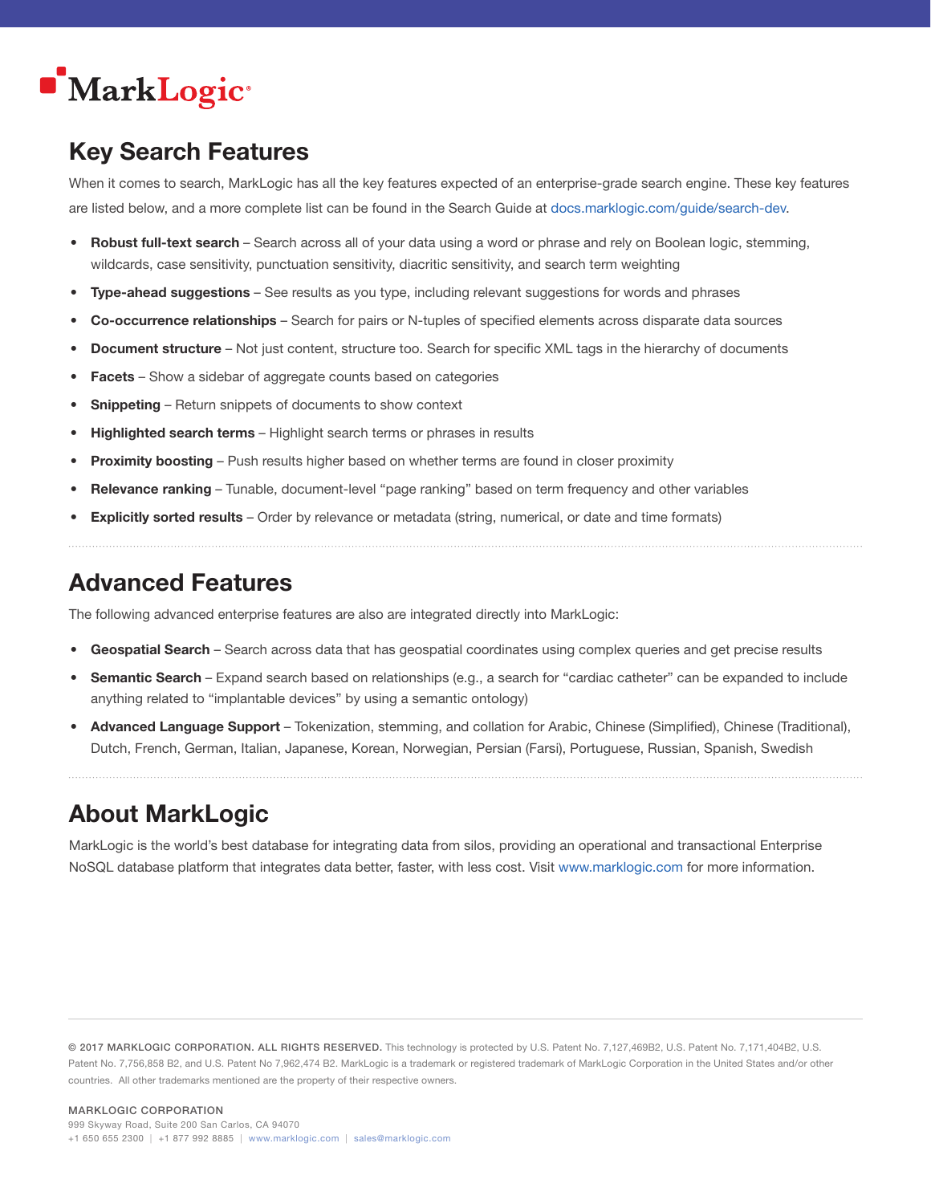MarkLogic®

## Key Search Features

When it comes to search, MarkLogic has all the key features expected of an enterprise-grade search engine. These key features are listed below, and a more complete list can be found in the Search Guide at docs.marklogic.com/guide/search-dev.

- **Robust full-text search** – Search across all of your data using a word or phrase and rely on Boolean logic, stemming, wildcards, case sensitivity, punctuation sensitivity, diacritic sensitivity, and search term weighting
- **Type-ahead suggestions** – See results as you type, including relevant suggestions for words and phrases
- **Co-occurrence relationships** – Search for pairs or N-tuples of specified elements across disparate data sources
- **Document structure** – Not just content, structure too. Search for specific XML tags in the hierarchy of documents
- **Facets** – Show a sidebar of aggregate counts based on categories
- **Snippeting** – Return snippets of documents to show context
- **Highlighted search terms** – Highlight search terms or phrases in results
- **Proximity boosting** – Push results higher based on whether terms are found in closer proximity
- **Relevance ranking** – Tunable, document-level "page ranking" based on term frequency and other variables
- **Explicitly sorted results** – Order by relevance or metadata (string, numerical, or date and time formats)

## Advanced Features

The following advanced enterprise features are also are integrated directly into MarkLogic:

- **Geospatial Search** – Search across data that has geospatial coordinates using complex queries and get precise results
- **Semantic Search** – Expand search based on relationships (e.g., a search for "cardiac catheter" can be expanded to include anything related to "implantable devices" by using a semantic ontology)
- **Advanced Language Support** – Tokenization, stemming, and collation for Arabic, Chinese (Simplified), Chinese (Traditional), Dutch, French, German, Italian, Japanese, Korean, Norwegian, Persian (Farsi), Portuguese, Russian, Spanish, Swedish

## About MarkLogic

MarkLogic is the world's best database for integrating data from silos, providing an operational and transactional Enterprise NoSQL database platform that integrates data better, faster, with less cost. Visit www.marklogic.com for more information.

© 2017 MARKLOGIC CORPORATION. ALL RIGHTS RESERVED. This technology is protected by U.S. Patent No. 7,127,469B2, U.S. Patent No. 7,171,404B2, U.S. Patent No. 7,756,858 B2, and U.S. Patent No 7,962,474 B2. MarkLogic is a trademark or registered trademark of MarkLogic Corporation in the United States and/or other countries. All other trademarks mentioned are the property of their respective owners.

MARKLOGIC CORPORATION
999 Skyway Road, Suite 200 San Carlos, CA 94070
+1 650 655 2300 | +1 877 992 8885 | www.marklogic.com | sales@marklogic.com